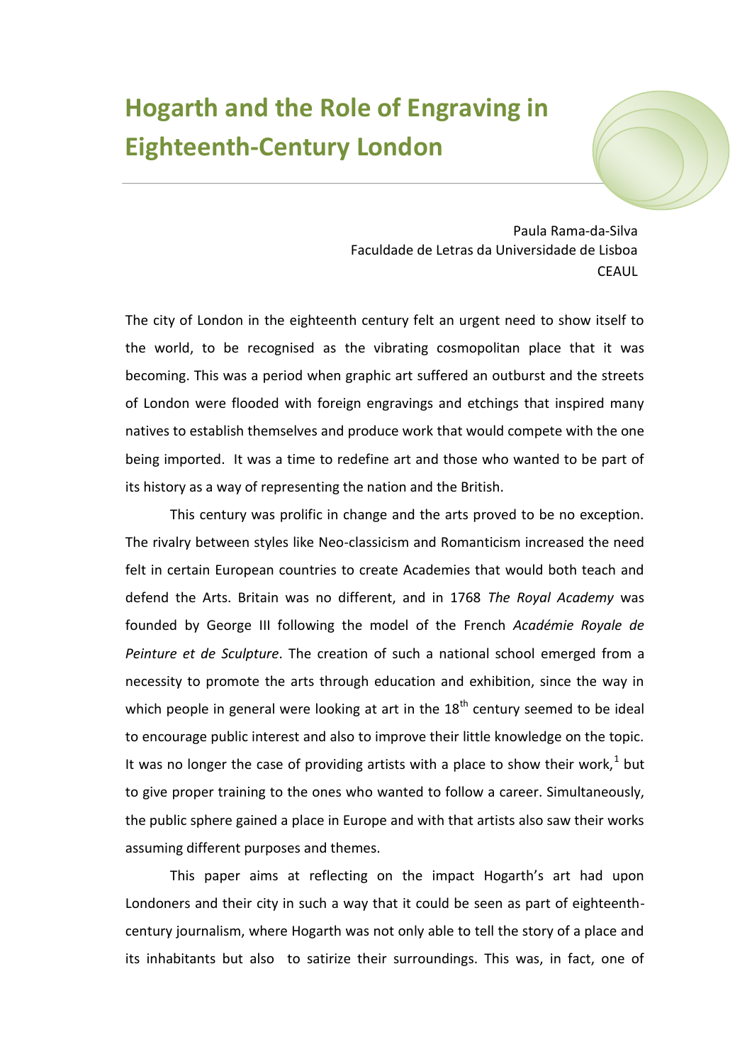# Hogarth and the Role of Engraving in Eighteenth-Century London

Paula Rama-da-Silva
Faculdade de Letras da Universidade de Lisboa
CEAUL

The city of London in the eighteenth century felt an urgent need to show itself to the world, to be recognised as the vibrating cosmopolitan place that it was becoming. This was a period when graphic art suffered an outburst and the streets of London were flooded with foreign engravings and etchings that inspired many natives to establish themselves and produce work that would compete with the one being imported. It was a time to redefine art and those who wanted to be part of its history as a way of representing the nation and the British.

This century was prolific in change and the arts proved to be no exception. The rivalry between styles like Neo-classicism and Romanticism increased the need felt in certain European countries to create Academies that would both teach and defend the Arts. Britain was no different, and in 1768 *The Royal Academy* was founded by George III following the model of the French *Académie Royale de Peinture et de Sculpture*. The creation of such a national school emerged from a necessity to promote the arts through education and exhibition, since the way in which people in general were looking at art in the 18th century seemed to be ideal to encourage public interest and also to improve their little knowledge on the topic. It was no longer the case of providing artists with a place to show their work,[1] but to give proper training to the ones who wanted to follow a career. Simultaneously, the public sphere gained a place in Europe and with that artists also saw their works assuming different purposes and themes.

This paper aims at reflecting on the impact Hogarth's art had upon Londoners and their city in such a way that it could be seen as part of eighteenth-century journalism, where Hogarth was not only able to tell the story of a place and its inhabitants but also to satirize their surroundings. This was, in fact, one of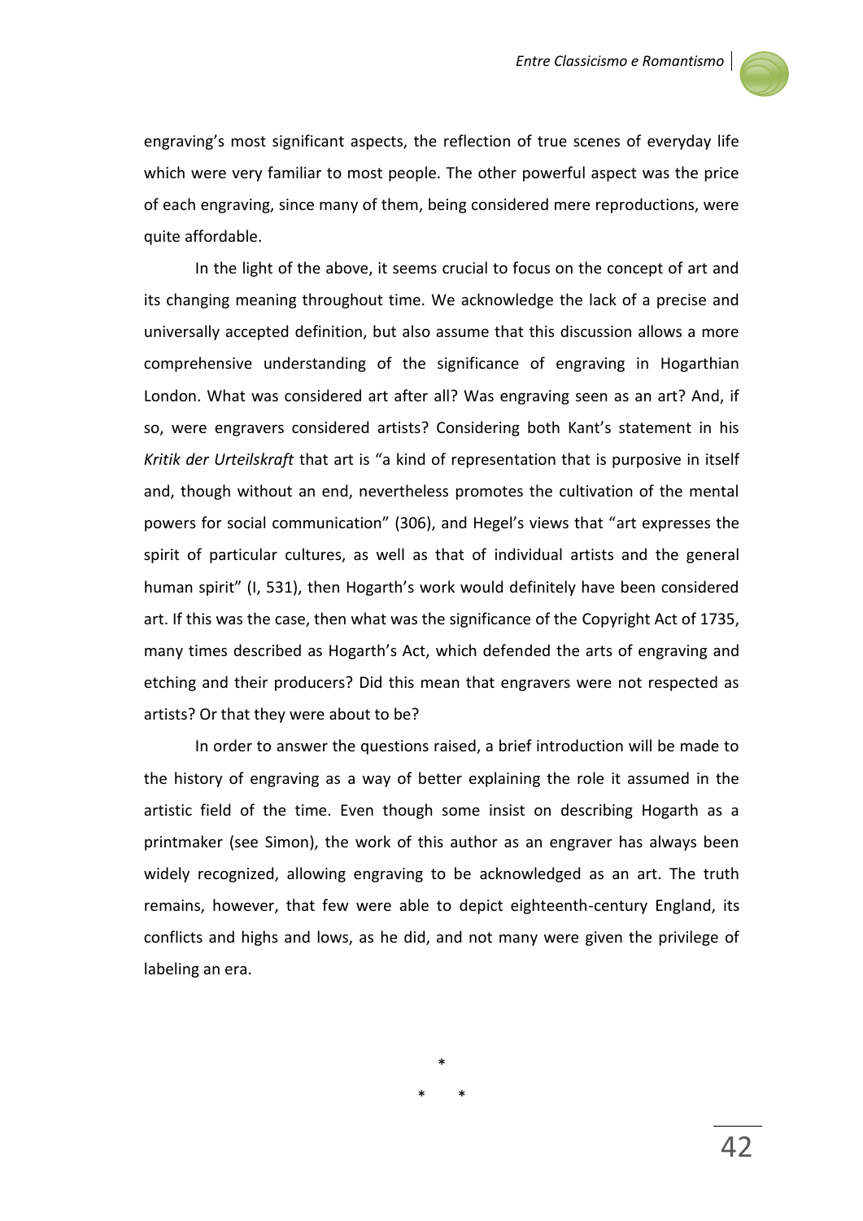engraving's most significant aspects, the reflection of true scenes of everyday life which were very familiar to most people. The other powerful aspect was the price of each engraving, since many of them, being considered mere reproductions, were quite affordable.

In the light of the above, it seems crucial to focus on the concept of art and its changing meaning throughout time. We acknowledge the lack of a precise and universally accepted definition, but also assume that this discussion allows a more comprehensive understanding of the significance of engraving in Hogarthian London. What was considered art after all? Was engraving seen as an art? And, if so, were engravers considered artists? Considering both Kant's statement in his *Kritik der Urteilskraft* that art is "a kind of representation that is purposive in itself and, though without an end, nevertheless promotes the cultivation of the mental powers for social communication" (306), and Hegel's views that "art expresses the spirit of particular cultures, as well as that of individual artists and the general human spirit" (I, 531), then Hogarth's work would definitely have been considered art. If this was the case, then what was the significance of the Copyright Act of 1735, many times described as Hogarth's Act, which defended the arts of engraving and etching and their producers? Did this mean that engravers were not respected as artists? Or that they were about to be?

In order to answer the questions raised, a brief introduction will be made to the history of engraving as a way of better explaining the role it assumed in the artistic field of the time. Even though some insist on describing Hogarth as a printmaker (see Simon), the work of this author as an engraver has always been widely recognized, allowing engraving to be acknowledged as an art. The truth remains, however, that few were able to depict eighteenth-century England, its conflicts and highs and lows, as he did, and not many were given the privilege of labeling an era.

*

\* \*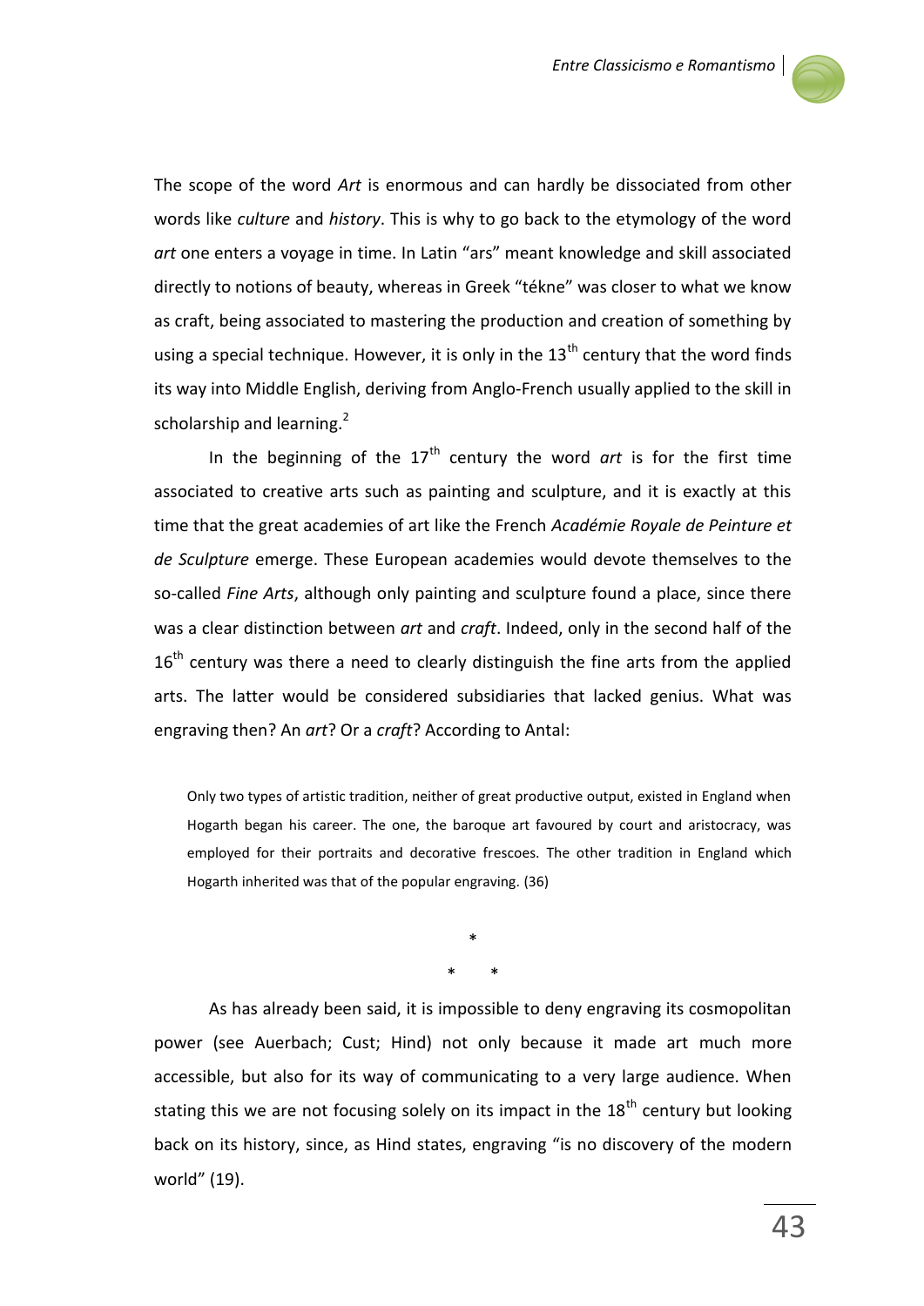The scope of the word *Art* is enormous and can hardly be dissociated from other words like *culture* and *history*. This is why to go back to the etymology of the word *art* one enters a voyage in time. In Latin "ars" meant knowledge and skill associated directly to notions of beauty, whereas in Greek "tékne" was closer to what we know as craft, being associated to mastering the production and creation of something by using a special technique. However, it is only in the 13th century that the word finds its way into Middle English, deriving from Anglo-French usually applied to the skill in scholarship and learning.[2]

In the beginning of the 17th century the word *art* is for the first time associated to creative arts such as painting and sculpture, and it is exactly at this time that the great academies of art like the French *Académie Royale de Peinture et de Sculpture* emerge. These European academies would devote themselves to the so-called *Fine Arts*, although only painting and sculpture found a place, since there was a clear distinction between *art* and *craft*. Indeed, only in the second half of the 16th century was there a need to clearly distinguish the fine arts from the applied arts. The latter would be considered subsidiaries that lacked genius. What was engraving then? An *art*? Or a *craft*? According to Antal:

> Only two types of artistic tradition, neither of great productive output, existed in England when Hogarth began his career. The one, the baroque art favoured by court and aristocracy, was employed for their portraits and decorative frescoes. The other tradition in England which Hogarth inherited was that of the popular engraving. (36)

\*

\* \*

As has already been said, it is impossible to deny engraving its cosmopolitan power (see Auerbach; Cust; Hind) not only because it made art much more accessible, but also for its way of communicating to a very large audience. When stating this we are not focusing solely on its impact in the 18th century but looking back on its history, since, as Hind states, engraving "is no discovery of the modern world" (19).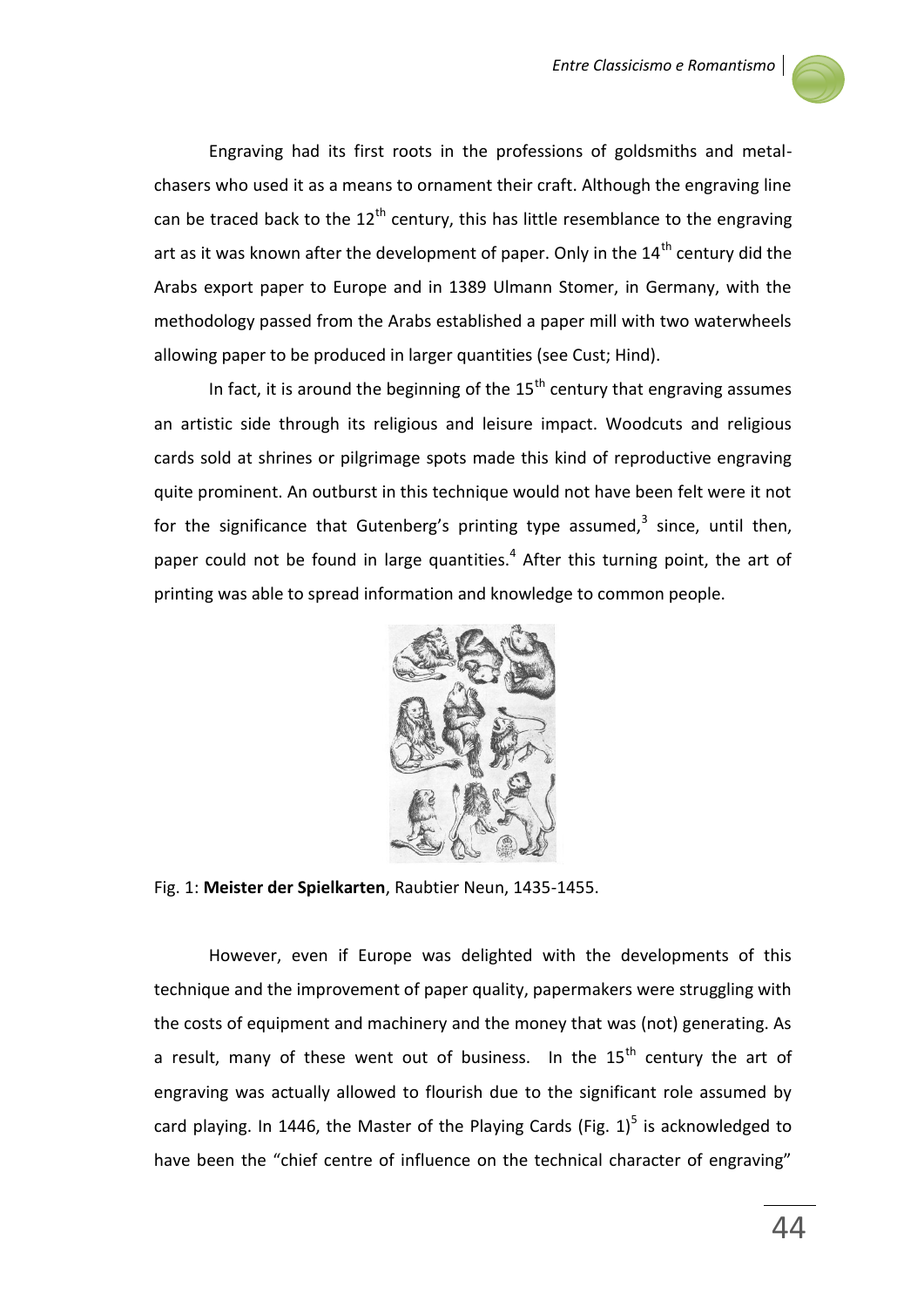Engraving had its first roots in the professions of goldsmiths and metal-chasers who used it as a means to ornament their craft. Although the engraving line can be traced back to the 12th century, this has little resemblance to the engraving art as it was known after the development of paper. Only in the 14th century did the Arabs export paper to Europe and in 1389 Ulmann Stomer, in Germany, with the methodology passed from the Arabs established a paper mill with two waterwheels allowing paper to be produced in larger quantities (see Cust; Hind).

In fact, it is around the beginning of the 15th century that engraving assumes an artistic side through its religious and leisure impact. Woodcuts and religious cards sold at shrines or pilgrimage spots made this kind of reproductive engraving quite prominent. An outburst in this technique would not have been felt were it not for the significance that Gutenberg's printing type assumed,[3] since, until then, paper could not be found in large quantities.[4] After this turning point, the art of printing was able to spread information and knowledge to common people.

Fig. 1: **Meister der Spielkarten**, Raubtier Neun, 1435-1455.

However, even if Europe was delighted with the developments of this technique and the improvement of paper quality, papermakers were struggling with the costs of equipment and machinery and the money that was (not) generating. As a result, many of these went out of business. In the 15th century the art of engraving was actually allowed to flourish due to the significant role assumed by card playing. In 1446, the Master of the Playing Cards (Fig. 1)[5] is acknowledged to have been the "chief centre of influence on the technical character of engraving"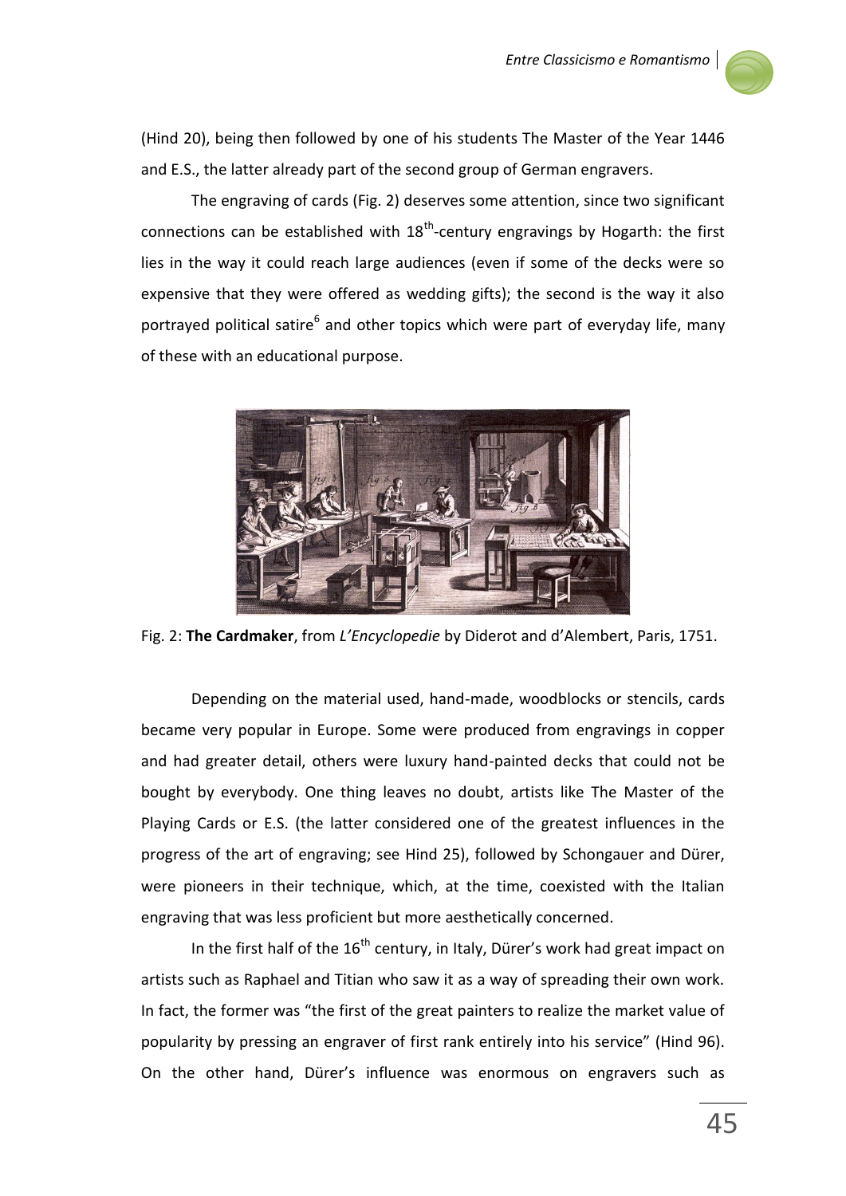(Hind 20), being then followed by one of his students The Master of the Year 1446 and E.S., the latter already part of the second group of German engravers.

The engraving of cards (Fig. 2) deserves some attention, since two significant connections can be established with 18th-century engravings by Hogarth: the first lies in the way it could reach large audiences (even if some of the decks were so expensive that they were offered as wedding gifts); the second is the way it also portrayed political satire[6] and other topics which were part of everyday life, many of these with an educational purpose.

Fig. 2: **The Cardmaker**, from *L'Encyclopedie* by Diderot and d'Alembert, Paris, 1751.

Depending on the material used, hand-made, woodblocks or stencils, cards became very popular in Europe. Some were produced from engravings in copper and had greater detail, others were luxury hand-painted decks that could not be bought by everybody. One thing leaves no doubt, artists like The Master of the Playing Cards or E.S. (the latter considered one of the greatest influences in the progress of the art of engraving; see Hind 25), followed by Schongauer and Dürer, were pioneers in their technique, which, at the time, coexisted with the Italian engraving that was less proficient but more aesthetically concerned.

In the first half of the 16th century, in Italy, Dürer's work had great impact on artists such as Raphael and Titian who saw it as a way of spreading their own work. In fact, the former was "the first of the great painters to realize the market value of popularity by pressing an engraver of first rank entirely into his service" (Hind 96). On the other hand, Dürer's influence was enormous on engravers such as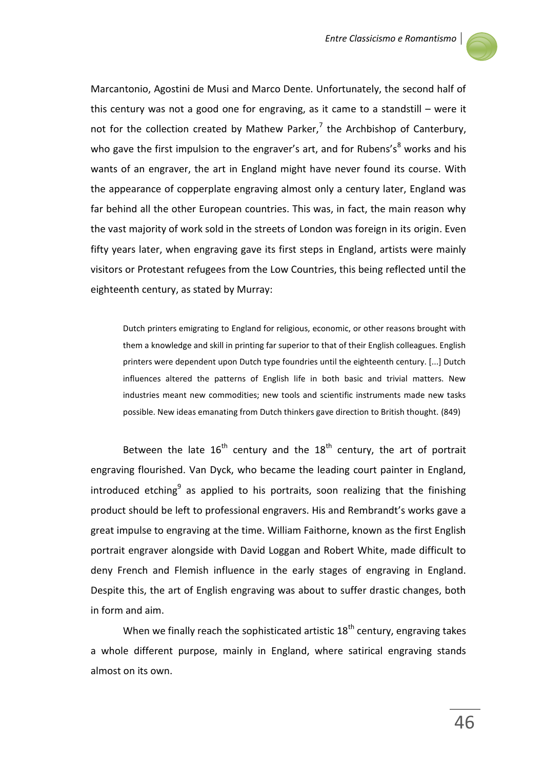Marcantonio, Agostini de Musi and Marco Dente. Unfortunately, the second half of this century was not a good one for engraving, as it came to a standstill – were it not for the collection created by Mathew Parker,[7] the Archbishop of Canterbury, who gave the first impulsion to the engraver's art, and for Rubens's[8] works and his wants of an engraver, the art in England might have never found its course. With the appearance of copperplate engraving almost only a century later, England was far behind all the other European countries. This was, in fact, the main reason why the vast majority of work sold in the streets of London was foreign in its origin. Even fifty years later, when engraving gave its first steps in England, artists were mainly visitors or Protestant refugees from the Low Countries, this being reflected until the eighteenth century, as stated by Murray:

> Dutch printers emigrating to England for religious, economic, or other reasons brought with them a knowledge and skill in printing far superior to that of their English colleagues. English printers were dependent upon Dutch type foundries until the eighteenth century. [...] Dutch influences altered the patterns of English life in both basic and trivial matters. New industries meant new commodities; new tools and scientific instruments made new tasks possible. New ideas emanating from Dutch thinkers gave direction to British thought. (849)

Between the late 16th century and the 18th century, the art of portrait engraving flourished. Van Dyck, who became the leading court painter in England, introduced etching[9] as applied to his portraits, soon realizing that the finishing product should be left to professional engravers. His and Rembrandt's works gave a great impulse to engraving at the time. William Faithorne, known as the first English portrait engraver alongside with David Loggan and Robert White, made difficult to deny French and Flemish influence in the early stages of engraving in England. Despite this, the art of English engraving was about to suffer drastic changes, both in form and aim.

When we finally reach the sophisticated artistic 18th century, engraving takes a whole different purpose, mainly in England, where satirical engraving stands almost on its own.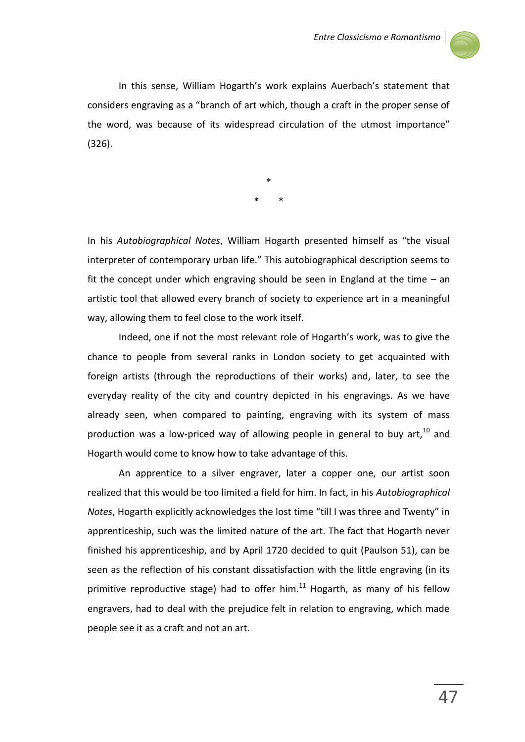In this sense, William Hogarth's work explains Auerbach's statement that considers engraving as a "branch of art which, though a craft in the proper sense of the word, was because of its widespread circulation of the utmost importance" (326).

\*

\*     \*

In his *Autobiographical Notes*, William Hogarth presented himself as "the visual interpreter of contemporary urban life." This autobiographical description seems to fit the concept under which engraving should be seen in England at the time – an artistic tool that allowed every branch of society to experience art in a meaningful way, allowing them to feel close to the work itself.

Indeed, one if not the most relevant role of Hogarth's work, was to give the chance to people from several ranks in London society to get acquainted with foreign artists (through the reproductions of their works) and, later, to see the everyday reality of the city and country depicted in his engravings. As we have already seen, when compared to painting, engraving with its system of mass production was a low-priced way of allowing people in general to buy art,[10] and Hogarth would come to know how to take advantage of this.

An apprentice to a silver engraver, later a copper one, our artist soon realized that this would be too limited a field for him. In fact, in his *Autobiographical Notes*, Hogarth explicitly acknowledges the lost time "till I was three and Twenty" in apprenticeship, such was the limited nature of the art. The fact that Hogarth never finished his apprenticeship, and by April 1720 decided to quit (Paulson 51), can be seen as the reflection of his constant dissatisfaction with the little engraving (in its primitive reproductive stage) had to offer him.[11] Hogarth, as many of his fellow engravers, had to deal with the prejudice felt in relation to engraving, which made people see it as a craft and not an art.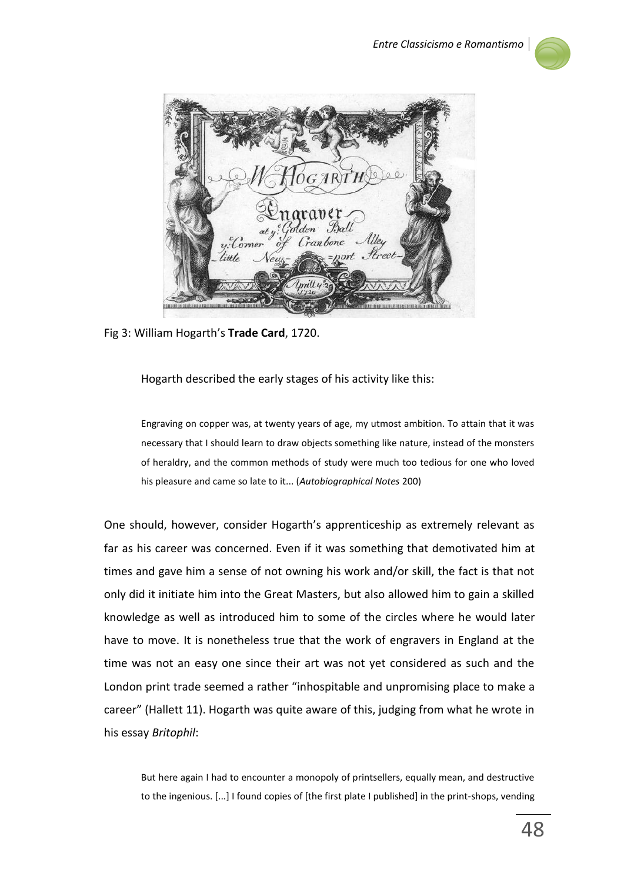Fig 3: William Hogarth's **Trade Card**, 1720.

Hogarth described the early stages of his activity like this:

> Engraving on copper was, at twenty years of age, my utmost ambition. To attain that it was necessary that I should learn to draw objects something like nature, instead of the monsters of heraldry, and the common methods of study were much too tedious for one who loved his pleasure and came so late to it... (*Autobiographical Notes* 200)

One should, however, consider Hogarth's apprenticeship as extremely relevant as far as his career was concerned. Even if it was something that demotivated him at times and gave him a sense of not owning his work and/or skill, the fact is that not only did it initiate him into the Great Masters, but also allowed him to gain a skilled knowledge as well as introduced him to some of the circles where he would later have to move. It is nonetheless true that the work of engravers in England at the time was not an easy one since their art was not yet considered as such and the London print trade seemed a rather "inhospitable and unpromising place to make a career" (Hallett 11). Hogarth was quite aware of this, judging from what he wrote in his essay *Britophil*:

> But here again I had to encounter a monopoly of printsellers, equally mean, and destructive to the ingenious. [...] I found copies of [the first plate I published] in the print-shops, vending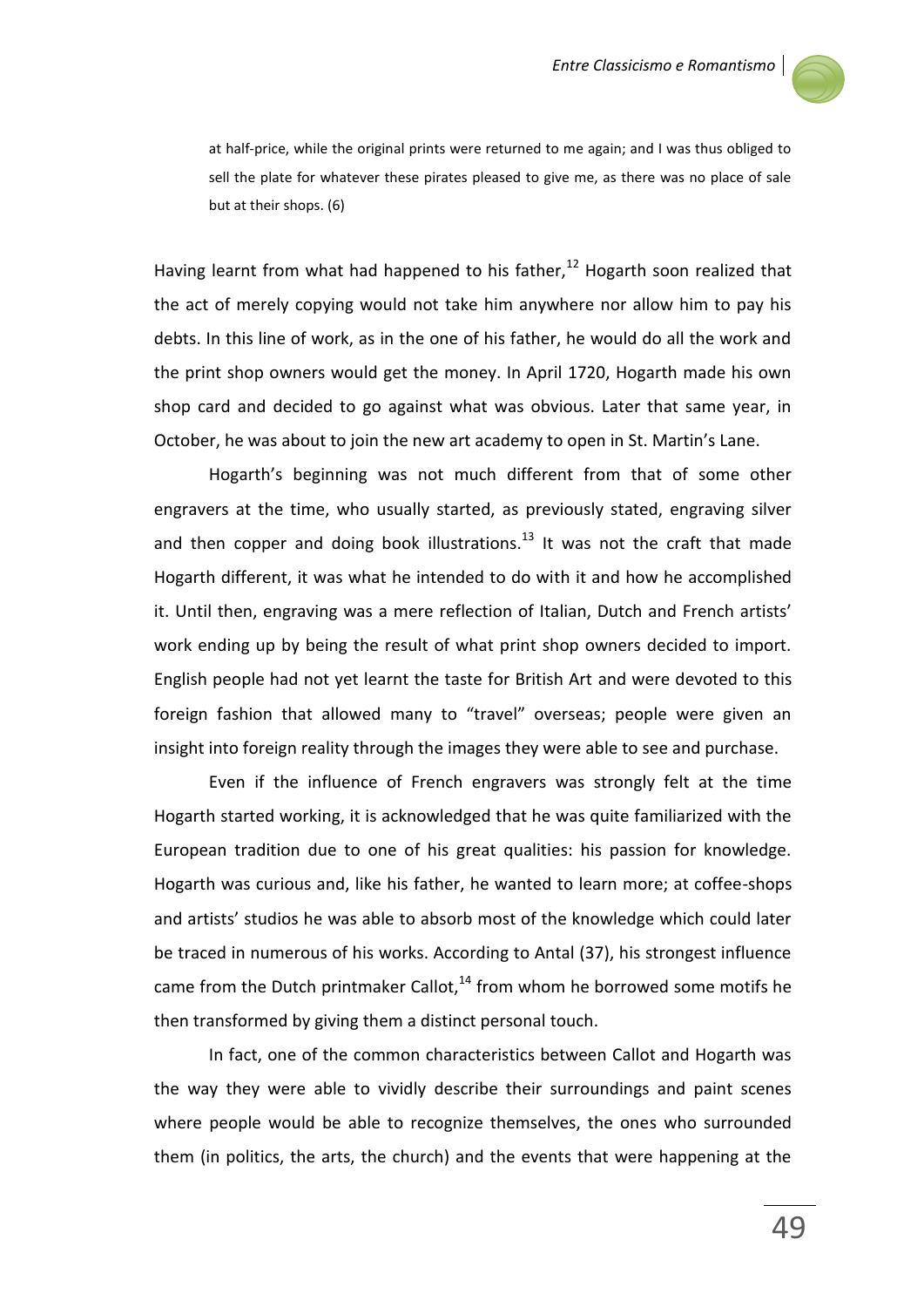> at half-price, while the original prints were returned to me again; and I was thus obliged to sell the plate for whatever these pirates pleased to give me, as there was no place of sale but at their shops. (6)

Having learnt from what had happened to his father,[12] Hogarth soon realized that the act of merely copying would not take him anywhere nor allow him to pay his debts. In this line of work, as in the one of his father, he would do all the work and the print shop owners would get the money. In April 1720, Hogarth made his own shop card and decided to go against what was obvious. Later that same year, in October, he was about to join the new art academy to open in St. Martin's Lane.

Hogarth's beginning was not much different from that of some other engravers at the time, who usually started, as previously stated, engraving silver and then copper and doing book illustrations.[13] It was not the craft that made Hogarth different, it was what he intended to do with it and how he accomplished it. Until then, engraving was a mere reflection of Italian, Dutch and French artists' work ending up by being the result of what print shop owners decided to import. English people had not yet learnt the taste for British Art and were devoted to this foreign fashion that allowed many to "travel" overseas; people were given an insight into foreign reality through the images they were able to see and purchase.

Even if the influence of French engravers was strongly felt at the time Hogarth started working, it is acknowledged that he was quite familiarized with the European tradition due to one of his great qualities: his passion for knowledge. Hogarth was curious and, like his father, he wanted to learn more; at coffee-shops and artists' studios he was able to absorb most of the knowledge which could later be traced in numerous of his works. According to Antal (37), his strongest influence came from the Dutch printmaker Callot,[14] from whom he borrowed some motifs he then transformed by giving them a distinct personal touch.

In fact, one of the common characteristics between Callot and Hogarth was the way they were able to vividly describe their surroundings and paint scenes where people would be able to recognize themselves, the ones who surrounded them (in politics, the arts, the church) and the events that were happening at the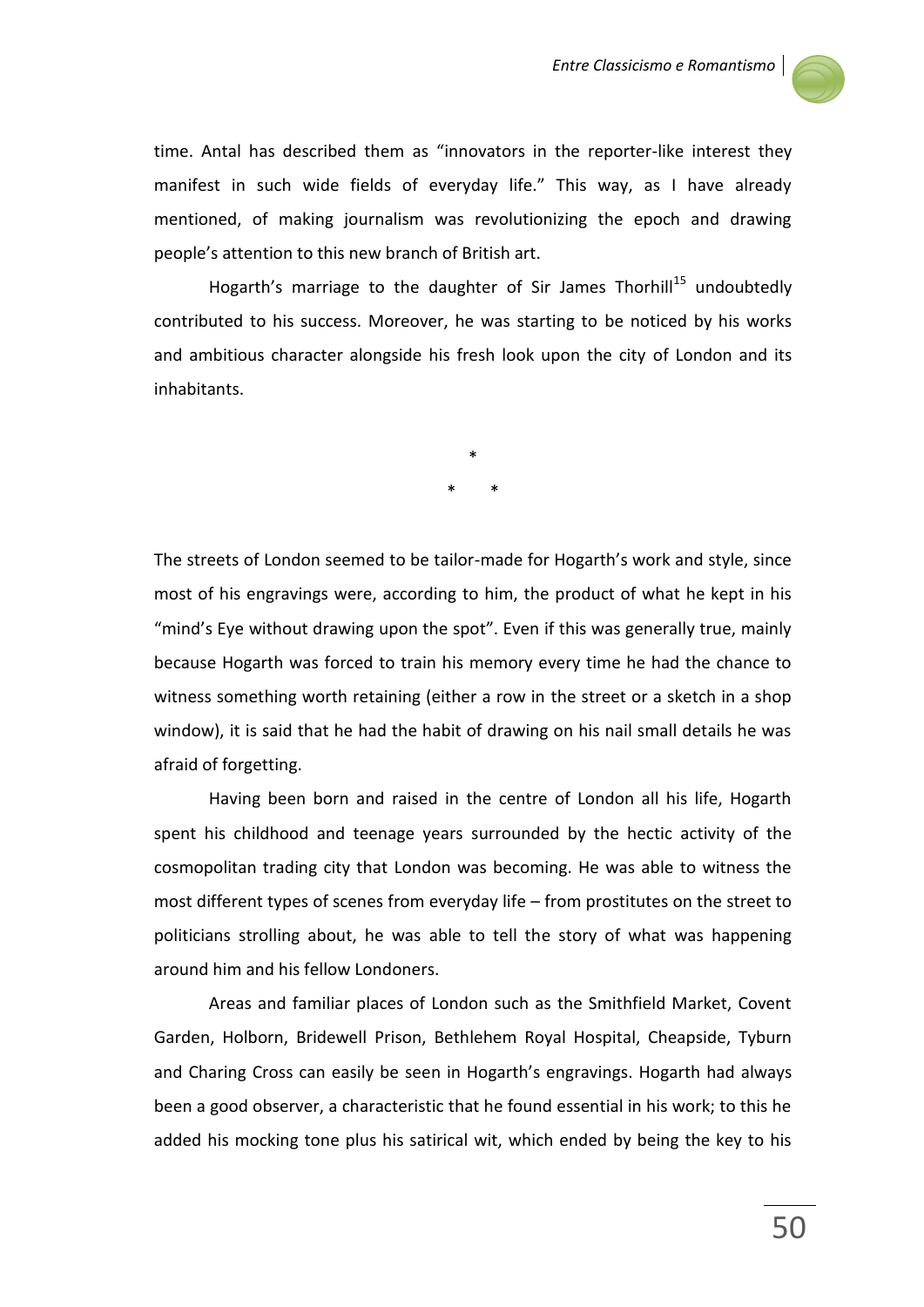time. Antal has described them as “innovators in the reporter-like interest they manifest in such wide fields of everyday life.” This way, as I have already mentioned, of making journalism was revolutionizing the epoch and drawing people’s attention to this new branch of British art.

Hogarth’s marriage to the daughter of Sir James Thorhill[15] undoubtedly contributed to his success. Moreover, he was starting to be noticed by his works and ambitious character alongside his fresh look upon the city of London and its inhabitants.

\*

\* \*

The streets of London seemed to be tailor-made for Hogarth’s work and style, since most of his engravings were, according to him, the product of what he kept in his “mind’s Eye without drawing upon the spot”. Even if this was generally true, mainly because Hogarth was forced to train his memory every time he had the chance to witness something worth retaining (either a row in the street or a sketch in a shop window), it is said that he had the habit of drawing on his nail small details he was afraid of forgetting.

Having been born and raised in the centre of London all his life, Hogarth spent his childhood and teenage years surrounded by the hectic activity of the cosmopolitan trading city that London was becoming. He was able to witness the most different types of scenes from everyday life – from prostitutes on the street to politicians strolling about, he was able to tell the story of what was happening around him and his fellow Londoners.

Areas and familiar places of London such as the Smithfield Market, Covent Garden, Holborn, Bridewell Prison, Bethlehem Royal Hospital, Cheapside, Tyburn and Charing Cross can easily be seen in Hogarth’s engravings. Hogarth had always been a good observer, a characteristic that he found essential in his work; to this he added his mocking tone plus his satirical wit, which ended by being the key to his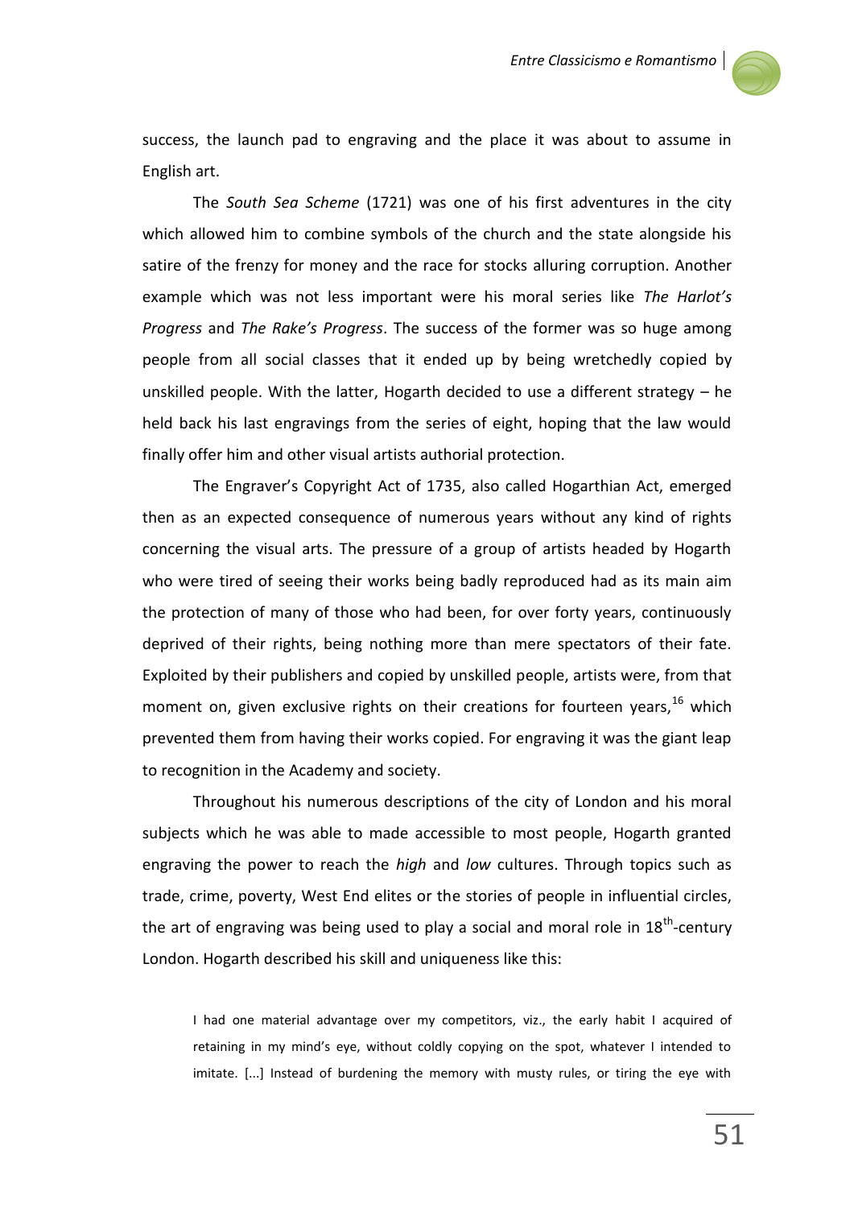success, the launch pad to engraving and the place it was about to assume in English art.

The *South Sea Scheme* (1721) was one of his first adventures in the city which allowed him to combine symbols of the church and the state alongside his satire of the frenzy for money and the race for stocks alluring corruption. Another example which was not less important were his moral series like *The Harlot's Progress* and *The Rake's Progress*. The success of the former was so huge among people from all social classes that it ended up by being wretchedly copied by unskilled people. With the latter, Hogarth decided to use a different strategy – he held back his last engravings from the series of eight, hoping that the law would finally offer him and other visual artists authorial protection.

The Engraver's Copyright Act of 1735, also called Hogarthian Act, emerged then as an expected consequence of numerous years without any kind of rights concerning the visual arts. The pressure of a group of artists headed by Hogarth who were tired of seeing their works being badly reproduced had as its main aim the protection of many of those who had been, for over forty years, continuously deprived of their rights, being nothing more than mere spectators of their fate. Exploited by their publishers and copied by unskilled people, artists were, from that moment on, given exclusive rights on their creations for fourteen years,[16] which prevented them from having their works copied. For engraving it was the giant leap to recognition in the Academy and society.

Throughout his numerous descriptions of the city of London and his moral subjects which he was able to made accessible to most people, Hogarth granted engraving the power to reach the *high* and *low* cultures. Through topics such as trade, crime, poverty, West End elites or the stories of people in influential circles, the art of engraving was being used to play a social and moral role in 18th-century London. Hogarth described his skill and uniqueness like this:

> I had one material advantage over my competitors, viz., the early habit I acquired of retaining in my mind's eye, without coldly copying on the spot, whatever I intended to imitate. [...] Instead of burdening the memory with musty rules, or tiring the eye with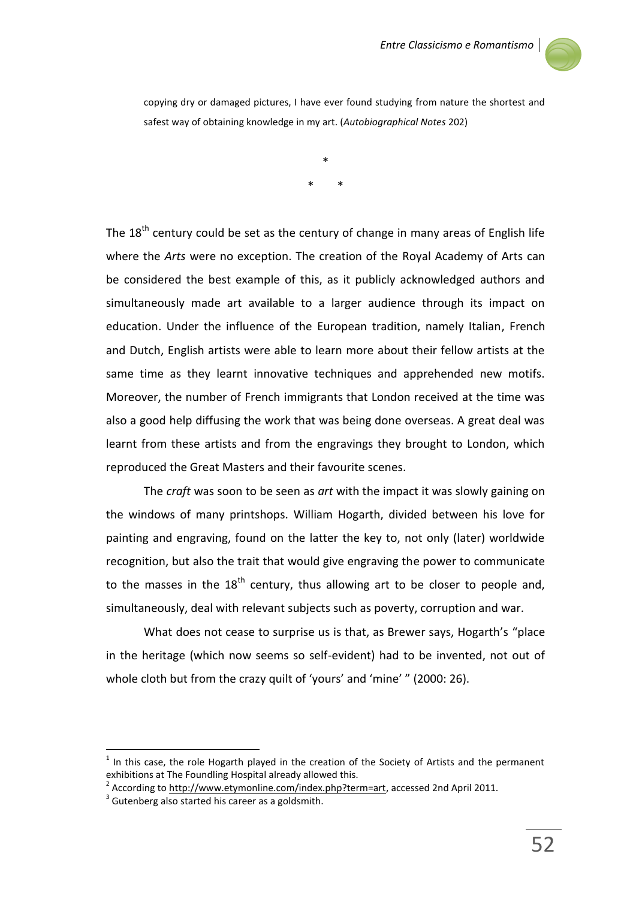copying dry or damaged pictures, I have ever found studying from nature the shortest and safest way of obtaining knowledge in my art. (*Autobiographical Notes* 202)

*

\*     *

The 18th century could be set as the century of change in many areas of English life where the *Arts* were no exception. The creation of the Royal Academy of Arts can be considered the best example of this, as it publicly acknowledged authors and simultaneously made art available to a larger audience through its impact on education. Under the influence of the European tradition, namely Italian, French and Dutch, English artists were able to learn more about their fellow artists at the same time as they learnt innovative techniques and apprehended new motifs. Moreover, the number of French immigrants that London received at the time was also a good help diffusing the work that was being done overseas. A great deal was learnt from these artists and from the engravings they brought to London, which reproduced the Great Masters and their favourite scenes.

The *craft* was soon to be seen as *art* with the impact it was slowly gaining on the windows of many printshops. William Hogarth, divided between his love for painting and engraving, found on the latter the key to, not only (later) worldwide recognition, but also the trait that would give engraving the power to communicate to the masses in the 18th century, thus allowing art to be closer to people and, simultaneously, deal with relevant subjects such as poverty, corruption and war.

What does not cease to surprise us is that, as Brewer says, Hogarth's "place in the heritage (which now seems so self-evident) had to be invented, not out of whole cloth but from the crazy quilt of 'yours' and 'mine' " (2000: 26).

---

[1] In this case, the role Hogarth played in the creation of the Society of Artists and the permanent exhibitions at The Foundling Hospital already allowed this.

[2] According to http://www.etymonline.com/index.php?term=art, accessed 2nd April 2011.

[3] Gutenberg also started his career as a goldsmith.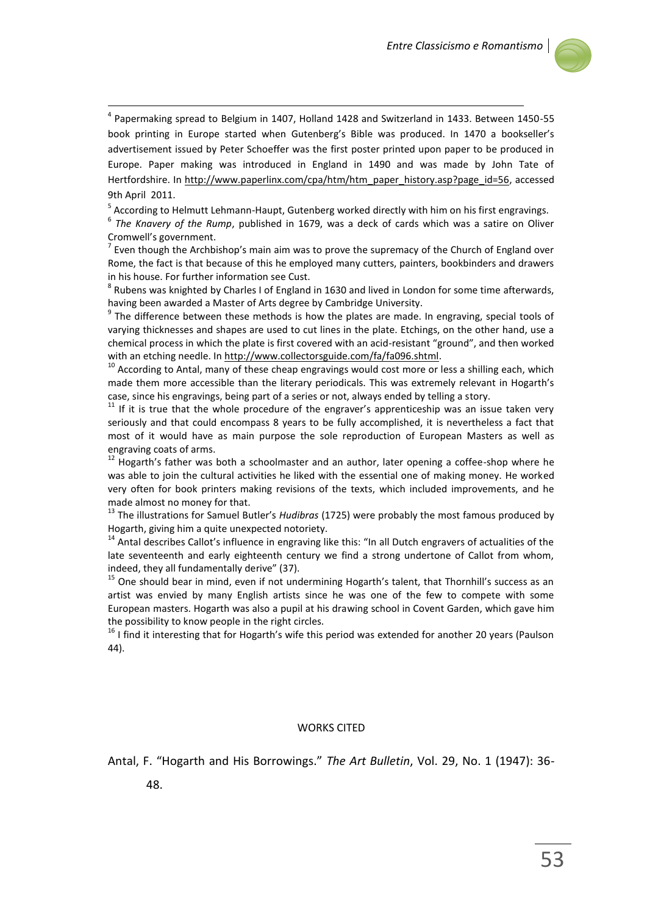[4] Papermaking spread to Belgium in 1407, Holland 1428 and Switzerland in 1433. Between 1450-55 book printing in Europe started when Gutenberg's Bible was produced. In 1470 a bookseller's advertisement issued by Peter Schoeffer was the first poster printed upon paper to be produced in Europe. Paper making was introduced in England in 1490 and was made by John Tate of Hertfordshire. In http://www.paperlinx.com/cpa/htm/htm_paper_history.asp?page_id=56, accessed 9th April 2011.

[5] According to Helmutt Lehmann-Haupt, Gutenberg worked directly with him on his first engravings.

[6] *The Knavery of the Rump*, published in 1679, was a deck of cards which was a satire on Oliver Cromwell's government.

[7] Even though the Archbishop's main aim was to prove the supremacy of the Church of England over Rome, the fact is that because of this he employed many cutters, painters, bookbinders and drawers in his house. For further information see Cust.

[8] Rubens was knighted by Charles I of England in 1630 and lived in London for some time afterwards, having been awarded a Master of Arts degree by Cambridge University.

[9] The difference between these methods is how the plates are made. In engraving, special tools of varying thicknesses and shapes are used to cut lines in the plate. Etchings, on the other hand, use a chemical process in which the plate is first covered with an acid-resistant "ground", and then worked with an etching needle. In http://www.collectorsguide.com/fa/fa096.shtml.

[10] According to Antal, many of these cheap engravings would cost more or less a shilling each, which made them more accessible than the literary periodicals. This was extremely relevant in Hogarth's case, since his engravings, being part of a series or not, always ended by telling a story.

[11] If it is true that the whole procedure of the engraver's apprenticeship was an issue taken very seriously and that could encompass 8 years to be fully accomplished, it is nevertheless a fact that most of it would have as main purpose the sole reproduction of European Masters as well as engraving coats of arms.

[12] Hogarth's father was both a schoolmaster and an author, later opening a coffee-shop where he was able to join the cultural activities he liked with the essential one of making money. He worked very often for book printers making revisions of the texts, which included improvements, and he made almost no money for that.

[13] The illustrations for Samuel Butler's *Hudibras* (1725) were probably the most famous produced by Hogarth, giving him a quite unexpected notoriety.

[14] Antal describes Callot's influence in engraving like this: "In all Dutch engravers of actualities of the late seventeenth and early eighteenth century we find a strong undertone of Callot from whom, indeed, they all fundamentally derive" (37).

[15] One should bear in mind, even if not undermining Hogarth's talent, that Thornhill's success as an artist was envied by many English artists since he was one of the few to compete with some European masters. Hogarth was also a pupil at his drawing school in Covent Garden, which gave him the possibility to know people in the right circles.

[16] I find it interesting that for Hogarth's wife this period was extended for another 20 years (Paulson 44).

## WORKS CITED

Antal, F. "Hogarth and His Borrowings." *The Art Bulletin*, Vol. 29, No. 1 (1947): 36-48.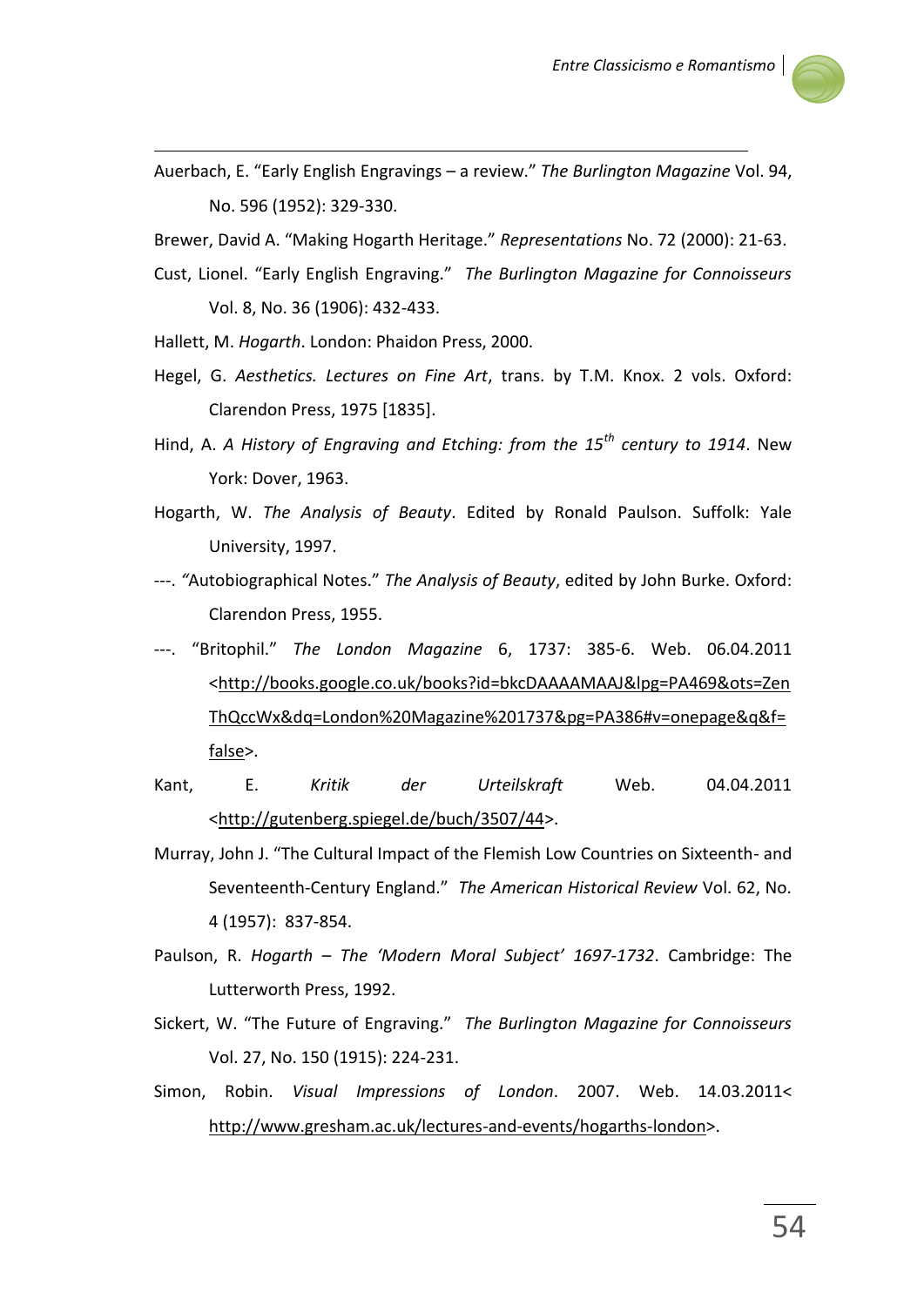Auerbach, E. "Early English Engravings – a review." *The Burlington Magazine* Vol. 94, No. 596 (1952): 329-330.

Brewer, David A. "Making Hogarth Heritage." *Representations* No. 72 (2000): 21-63.

Cust, Lionel. "Early English Engraving." *The Burlington Magazine for Connoisseurs* Vol. 8, No. 36 (1906): 432-433.

Hallett, M. *Hogarth*. London: Phaidon Press, 2000.

Hegel, G. *Aesthetics. Lectures on Fine Art*, trans. by T.M. Knox. 2 vols. Oxford: Clarendon Press, 1975 [1835].

Hind, A. *A History of Engraving and Etching: from the 15th century to 1914*. New York: Dover, 1963.

Hogarth, W. *The Analysis of Beauty*. Edited by Ronald Paulson. Suffolk: Yale University, 1997.

---. "Autobiographical Notes." *The Analysis of Beauty*, edited by John Burke. Oxford: Clarendon Press, 1955.

---. "Britophil." *The London Magazine* 6, 1737: 385-6. Web. 06.04.2011 <http://books.google.co.uk/books?id=bkcDAAAAMAAJ&lpg=PA469&ots=ZenThQccWx&dq=London%20Magazine%201737&pg=PA386#v=onepage&q&f=false>.

Kant, E. *Kritik der Urteilskraft* Web. 04.04.2011 <http://gutenberg.spiegel.de/buch/3507/44>.

Murray, John J. "The Cultural Impact of the Flemish Low Countries on Sixteenth- and Seventeenth-Century England." *The American Historical Review* Vol. 62, No. 4 (1957): 837-854.

Paulson, R. *Hogarth – The 'Modern Moral Subject' 1697-1732*. Cambridge: The Lutterworth Press, 1992.

Sickert, W. "The Future of Engraving." *The Burlington Magazine for Connoisseurs* Vol. 27, No. 150 (1915): 224-231.

Simon, Robin. *Visual Impressions of London*. 2007. Web. 14.03.2011< http://www.gresham.ac.uk/lectures-and-events/hogarths-london>.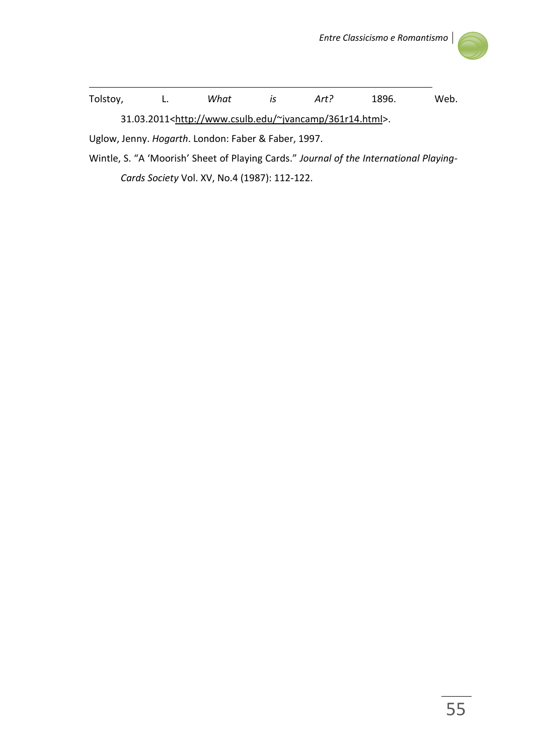Tolstoy, L. *What is Art?* 1896. Web. 31.03.2011<http://www.csulb.edu/~jvancamp/361r14.html>.

Uglow, Jenny. *Hogarth*. London: Faber & Faber, 1997.

Wintle, S. "A 'Moorish' Sheet of Playing Cards." *Journal of the International Playing-Cards Society* Vol. XV, No.4 (1987): 112-122.